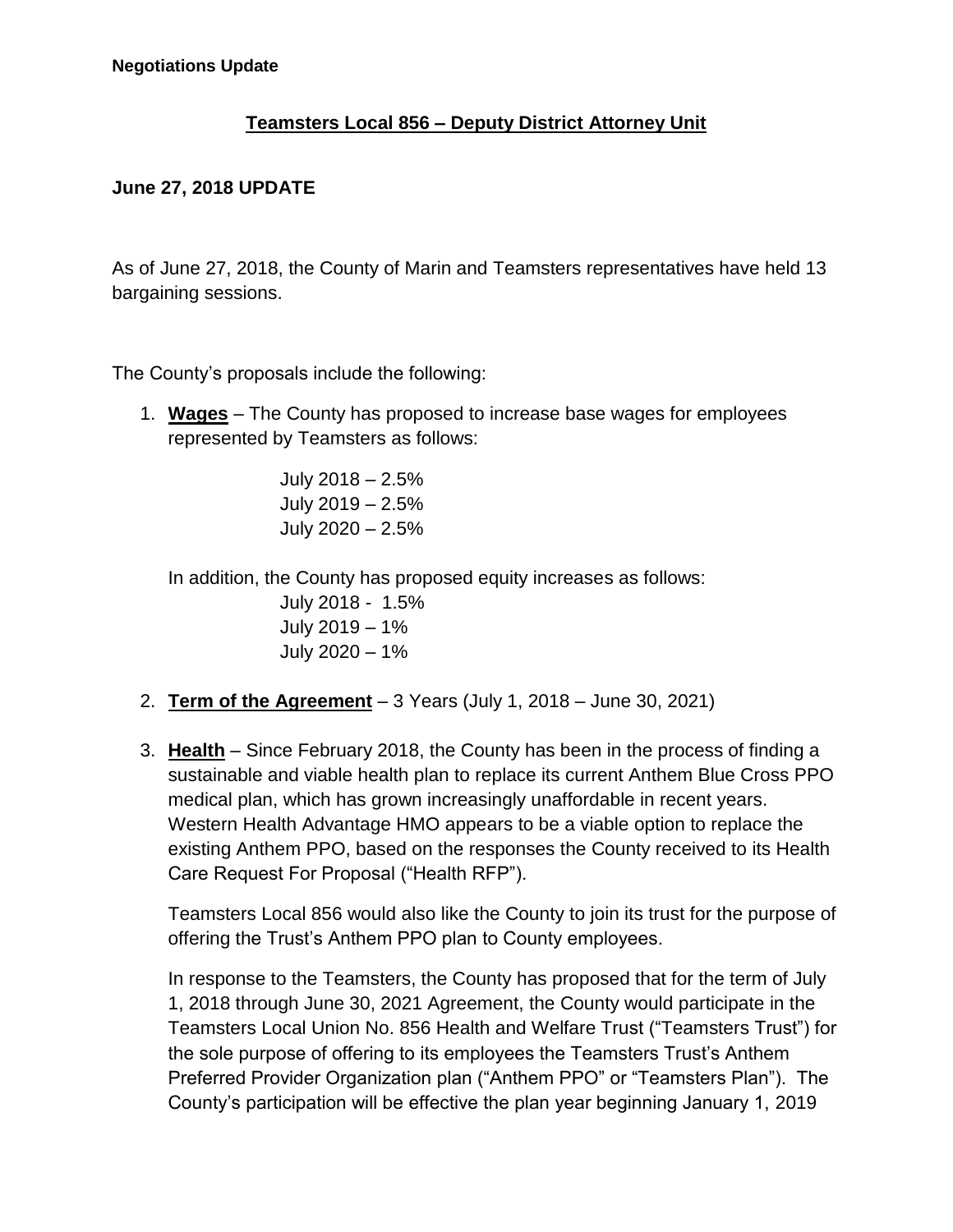**Negotiations Update**

## Teamsters Local 856 – Deputy District Attorney Unit

**June 27, 2018 UPDATE**

As of June 27, 2018, the County of Marin and Teamsters representatives have held 13 bargaining sessions.

The County's proposals include the following:

1. **Wages** – The County has proposed to increase base wages for employees represented by Teamsters as follows:

   July 2018 – 2.5%
   July 2019 – 2.5%
   July 2020 – 2.5%

   In addition, the County has proposed equity increases as follows:

   July 2018 - 1.5%
   July 2019 – 1%
   July 2020 – 1%

2. **Term of the Agreement** – 3 Years (July 1, 2018 – June 30, 2021)

3. **Health** – Since February 2018, the County has been in the process of finding a sustainable and viable health plan to replace its current Anthem Blue Cross PPO medical plan, which has grown increasingly unaffordable in recent years. Western Health Advantage HMO appears to be a viable option to replace the existing Anthem PPO, based on the responses the County received to its Health Care Request For Proposal ("Health RFP").

   Teamsters Local 856 would also like the County to join its trust for the purpose of offering the Trust's Anthem PPO plan to County employees.

   In response to the Teamsters, the County has proposed that for the term of July 1, 2018 through June 30, 2021 Agreement, the County would participate in the Teamsters Local Union No. 856 Health and Welfare Trust ("Teamsters Trust") for the sole purpose of offering to its employees the Teamsters Trust's Anthem Preferred Provider Organization plan ("Anthem PPO" or "Teamsters Plan"). The County's participation will be effective the plan year beginning January 1, 2019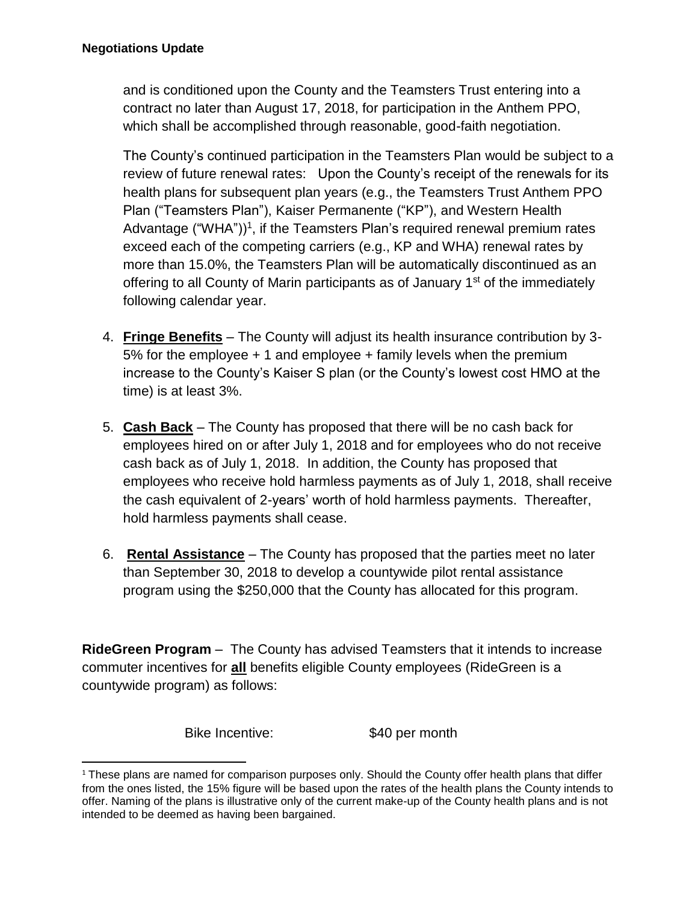and is conditioned upon the County and the Teamsters Trust entering into a contract no later than August 17, 2018, for participation in the Anthem PPO, which shall be accomplished through reasonable, good-faith negotiation.

The County's continued participation in the Teamsters Plan would be subject to a review of future renewal rates: Upon the County's receipt of the renewals for its health plans for subsequent plan years (e.g., the Teamsters Trust Anthem PPO Plan ("Teamsters Plan"), Kaiser Permanente ("KP"), and Western Health Advantage ("WHA"))[1], if the Teamsters Plan's required renewal premium rates exceed each of the competing carriers (e.g., KP and WHA) renewal rates by more than 15.0%, the Teamsters Plan will be automatically discontinued as an offering to all County of Marin participants as of January 1st of the immediately following calendar year.

4. **Fringe Benefits** – The County will adjust its health insurance contribution by 3-5% for the employee + 1 and employee + family levels when the premium increase to the County's Kaiser S plan (or the County's lowest cost HMO at the time) is at least 3%.

5. **Cash Back** – The County has proposed that there will be no cash back for employees hired on or after July 1, 2018 and for employees who do not receive cash back as of July 1, 2018. In addition, the County has proposed that employees who receive hold harmless payments as of July 1, 2018, shall receive the cash equivalent of 2-years' worth of hold harmless payments. Thereafter, hold harmless payments shall cease.

6. **Rental Assistance** – The County has proposed that the parties meet no later than September 30, 2018 to develop a countywide pilot rental assistance program using the $250,000 that the County has allocated for this program.

**RideGreen Program** – The County has advised Teamsters that it intends to increase commuter incentives for **all** benefits eligible County employees (RideGreen is a countywide program) as follows:

Bike Incentive: $40 per month

[1] These plans are named for comparison purposes only. Should the County offer health plans that differ from the ones listed, the 15% figure will be based upon the rates of the health plans the County intends to offer. Naming of the plans is illustrative only of the current make-up of the County health plans and is not intended to be deemed as having been bargained.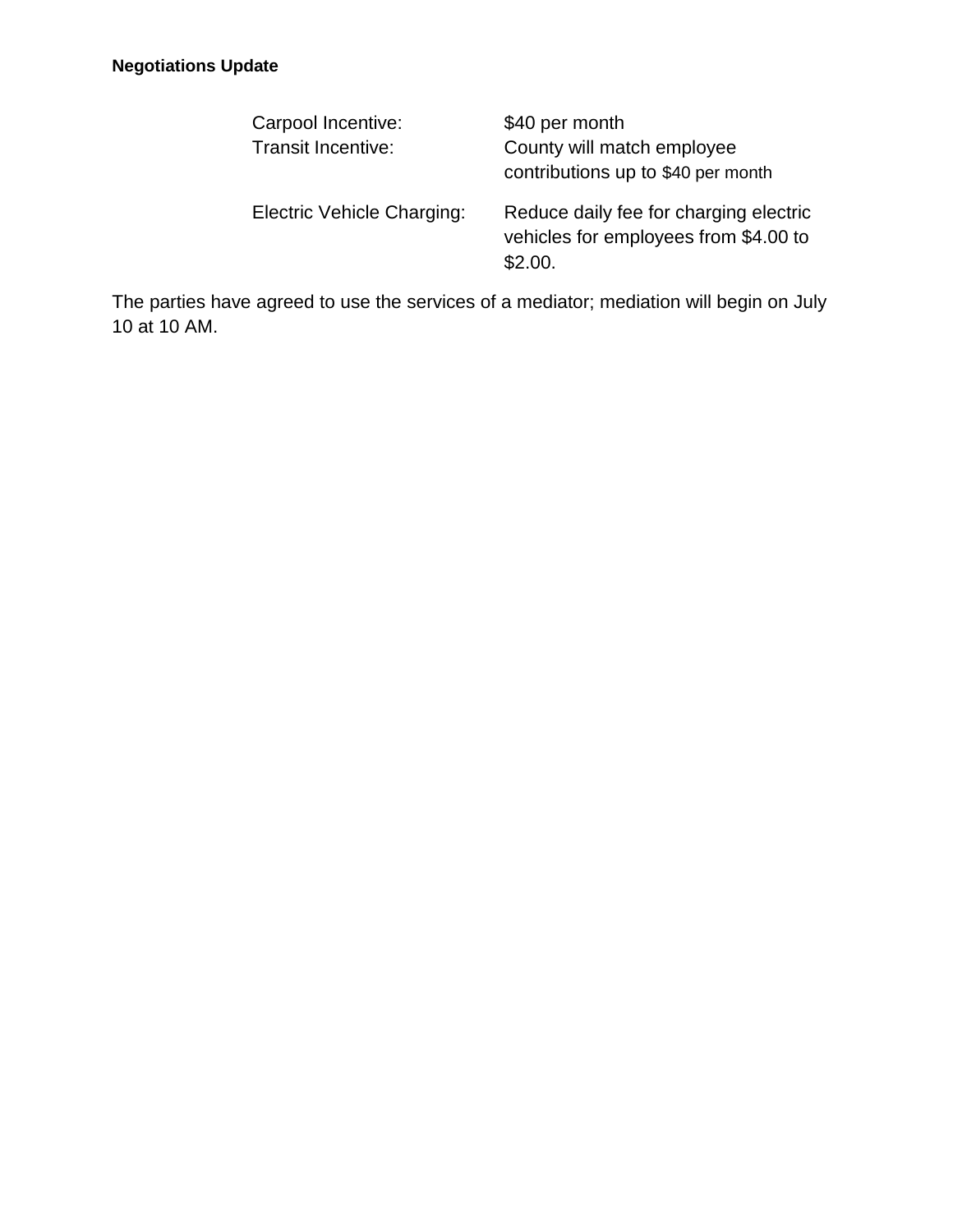**Negotiations Update**

| | |
|---|---|
| Carpool Incentive: | $40 per month |
| Transit Incentive: | County will match employee contributions up to $40 per month |
| Electric Vehicle Charging: | Reduce daily fee for charging electric vehicles for employees from $4.00 to $2.00. |

The parties have agreed to use the services of a mediator; mediation will begin on July 10 at 10 AM.